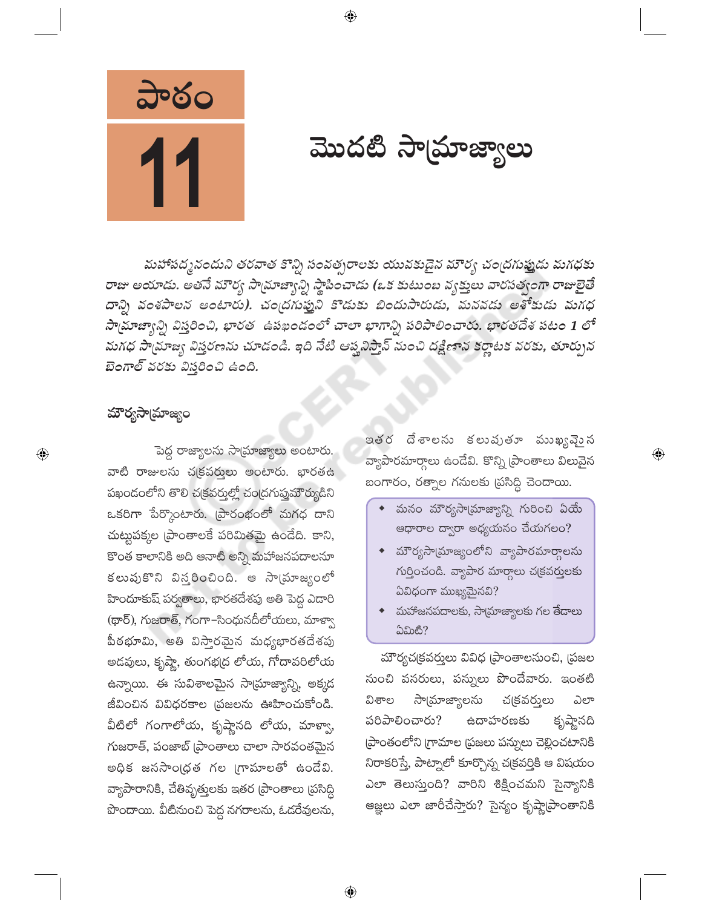# పాఠం 11

# మొదటి సామ్రాజ్యాలు

*మహాపద్మనందుని తరవాత కొన్ని సంవత్సరాలకు యువకుడైన మౌర్య చంద్రగుప్తుడు మగధకు రాజు అయాడు. అతనే మౌర్య సామ్రాజ్యాన్ని స్థాపించాడు (ఒక కుటుంబ వ్యక్తులు వారసత్వంగా రాజులైతే దాన్ని వంశపాలన అంటారు). చంద్రగుప్తుని కొడుకు బిందుసారుడు, మనవడు అశోకుడు మగధ సామ్రాజ్యాన్ని విస్తరించి, భారత ఉపఖండంలో చాలా భాగాన్ని పరిపాలించారు. భారతదేశ పటం 1 లో మగధ సామ్రాజ్య విస్తరణను చూడండి. ఇది నేటి ఆఫ్ఘనిస్తాన్ నుంచి దక్షిణాన కర్ణాటక వరకు, తూర్పున బెంగాల్ వరకు విస్తరించి ఉంది.*

## మౌర్యసామ్రాజ్యం

పెద్ద రాజ్యాలను సామ్రాజ్యాలు అంటారు. వాటి రాజులను చక్రవర్తులు అంటారు. భారతఉపఖండంలోని తొలి చక్రవర్తుల్లో చంద్రగుప్తమౌర్యుడిని ఒకరిగా పేర్కొంటారు. ప్రారంభంలో మగధ దాని చుట్టుపక్కల ప్రాంతాలకే పరిమితమై ఉండేది. కాని, కొంత కాలానికి అది ఆనాటి అన్ని మహాజనపదాలనూ కలుపుకొని విస్తరించింది. ఆ సామ్రాజ్యంలో హిందూకుష్ పర్వతాలు, భారతదేశపు అతి పెద్ద ఎడారి (థార్), గుజరాత్, గంగా–సింధునదీలోయలు, మాళ్వా పీఠభూమి, అతి విస్తారమైన మధ్యభారతదేశపు అడవులు, కృష్ణా, తుంగభద్ర లోయ, గోదావరిలోయ ఉన్నాయి. ఈ సువిశాలమైన సామ్రాజ్యాన్ని, అక్కడ జీవించిన వివిధరకాల ప్రజలను ఊహించుకోండి. వీటిలో గంగాలోయ, కృష్ణానది లోయ, మాళ్వా, గుజరాత్, పంజాబ్ ప్రాంతాలు చాలా సారవంతమైన అధిక జనసాంద్రత గల గ్రామాలతో ఉండేవి. వ్యాపారానికి, చేతివృత్తులకు ఇతర ప్రాంతాలు ప్రసిద్ధి పొందాయి. వీటినుంచి పెద్ద నగరాలను, ఓడరేవులను, ఇతర దేశాలను కలుపుతూ ముఖ్యమైన వ్యాపారమార్గాలు ఉండేవి. కొన్ని ప్రాంతాలు విలువైన బంగారం, రత్నాల గనులకు ప్రసిద్ధి చెందాయి.

- మనం మౌర్యసామ్రాజ్యాన్ని గురించి ఏయే ఆధారాల ద్వారా అధ్యయనం చేయగలం?
- మౌర్యసామ్రాజ్యంలోని వ్యాపారమార్గాలను గుర్తించండి. వ్యాపార మార్గాలు చక్రవర్తులకు ఏవిధంగా ముఖ్యమైనవి?
- మహాజనపదాలకు, సామ్రాజ్యాలకు గల తేడాలు ఏమిటి?

మౌర్యచక్రవర్తులు వివిధ ప్రాంతాలనుంచి, ప్రజల నుంచి వనరులు, పన్నులు పొందేవారు. ఇంతటి విశాల సామ్రాజ్యాలను చక్రవర్తులు ఎలా పరిపాలించారు? ఉదాహరణకు కృష్ణానది ప్రాంతంలోని గ్రామాల ప్రజలు పన్నులు చెల్లించటానికి నిరాకరిస్తే, పాట్నాలో కూర్చొన్న చక్రవర్తికి ఆ విషయం ఎలా తెలుస్తుంది? వారిని శిక్షించమని సైన్యానికి ఆజ్ఞలు ఎలా జారీచేస్తారు? సైన్యం కృష్ణాప్రాంతానికి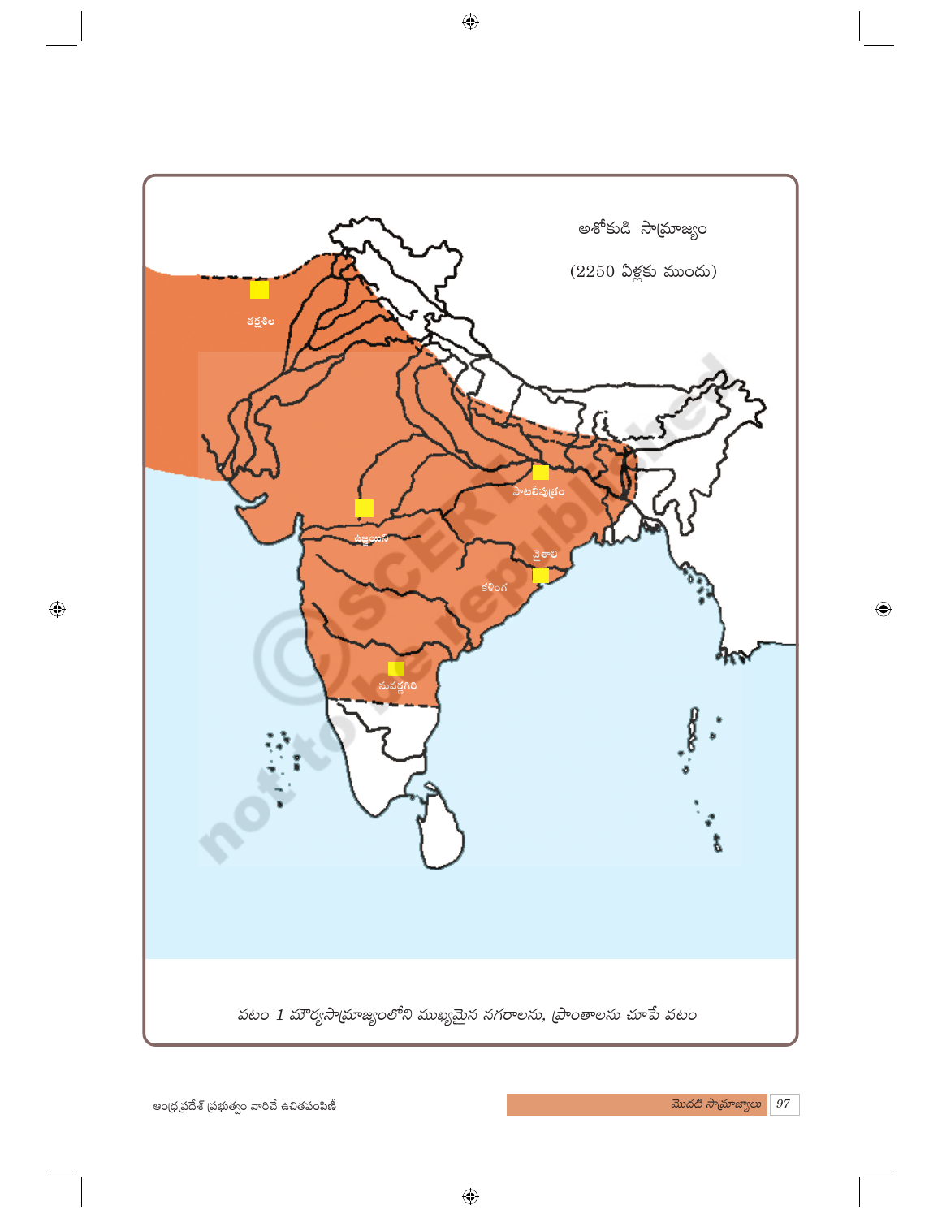అశోకుడి సామ్రాజ్యం

(2250 ఏళ్లకు ముందు)

తక్షశిల

పాటలీపుత్రం

ఉజ్జయిని

వైశాలి

కళింగ

సువర్ణగిరి

*పటం 1 మౌర్యసామ్రాజ్యంలోని ముఖ్యమైన నగరాలను, ప్రాంతాలను చూపే పటం*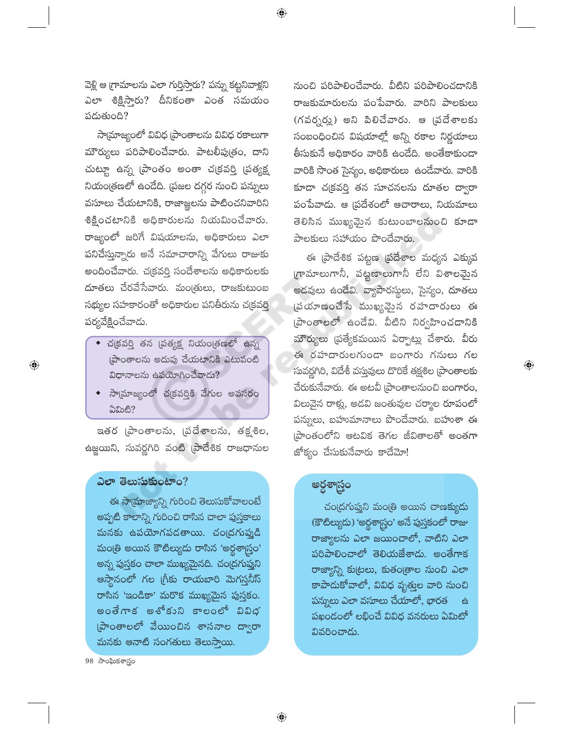వెళ్లి ఆ గ్రామాలను ఎలా గుర్తిస్తారు? పన్ను కట్టనివాళ్లని ఎలా శిక్షిస్తారు? దీనికంతా ఎంత సమయం పడుతుంది?

సామ్రాజ్యంలో వివిధ ప్రాంతాలను వివిధ రకాలుగా మౌర్యులు పరిపాలించేవారు. పాటలీపుత్రం, దాని చుట్టూ ఉన్న ప్రాంతం అంతా చక్రవర్తి ప్రత్యక్ష నియంత్రణలో ఉండేది. ప్రజల దగ్గర నుంచి పన్నులు వసూలు చేయటానికి, రాజాజ్ఞలను పాటించనివారిని శిక్షించటానికి అధికారులను నియమించేవారు. రాజ్యంలో జరిగే విషయాలను, అధికారులు ఎలా పనిచేస్తున్నారు అనే సమాచారాన్ని వేగులు రాజుకు అందించేవారు. చక్రవర్తి సందేశాలను అధికారులకు దూతలు చేరవేసేవారు. మంత్రులు, రాజకుటుంబ సభ్యుల సహకారంతో అధికారుల పనితీరును చక్రవర్తి పర్యవేక్షించేవాడు.

- చక్రవర్తి తన ప్రత్యక్ష నియంత్రణలో ఉన్న ప్రాంతాలను అదుపు చేయటానికి ఎటువంటి విధానాలను ఉపయోగించేవాడు?
- సామ్రాజ్యంలో చక్రవర్తికి వేగుల అవసరం ఏమిటి?

ఇతర ప్రాంతాలను, ప్రదేశాలను, తక్షశిల, ఉజ్జయిని, సువర్ణగిరి వంటి ప్రాదేశిక రాజధానుల నుంచి పరిపాలించేవారు. వీటిని పరిపాలించడానికి రాజకుమారులను పంపేవారు. వారిని పాలకులు (గవర్నర్లు) అని పిలిచేవారు. ఆ ప్రదేశాలకు సంబంధించిన విషయాల్లో అన్ని రకాల నిర్ణయాలు తీసుకునే అధికారం వారికి ఉండేది. అంతేకాకుండా వారికి సొంత సైన్యం, అధికారులు ఉండేవారు. వారికి కూడా చక్రవర్తి తన సూచనలను దూతల ద్వారా పంపేవాడు. ఆ ప్రదేశంలో ఆచారాలు, నియమాలు తెలిసిన ముఖ్యమైన కుటుంబాలనుంచి కూడా పాలకులు సహాయం పొందేవారు.

ఈ ప్రాదేశిక పట్టణ ప్రదేశాల మధ్యన ఎక్కువ గ్రామాలుగానీ, పట్టణాలుగానీ లేని విశాలమైన అడవులు ఉండేవి. వ్యాపారస్థులు, సైన్యం, దూతలు ప్రయాణించే ముఖ్యమైన రహదారులు ఈ ప్రాంతాలలో ఉండేవి. వీటిని నిర్వహించడానికి మౌర్యులు ప్రత్యేకమయిన ఏర్పాట్లు చేశారు. వీరు ఈ రహదారులగుండా బంగారు గనులు గల సువర్ణగిరి, విదేశీ వస్తువులు దొరికే తక్షశిల ప్రాంతాలకు చేరుకునేవారు. ఈ అటవీ ప్రాంతాలనుంచి బంగారం, విలువైన రాళ్లు, అడవి జంతువుల చర్మాల రూపంలో పన్నులు, బహుమానాలు పొందేవారు. బహుశా ఈ ప్రాంతంలోని ఆటవిక తెగల జీవితాలతో అంతగా జోక్యం చేసుకునేవారు కాదేమో!

### ఎలా తెలుసుకుంటాం?

ఈ సామ్రాజ్యాన్ని గురించి తెలుసుకోవాలంటే అప్పటి కాలాన్ని గురించి రాసిన చాలా పుస్తకాలు మనకు ఉపయోగపడతాయి. చంద్రగుప్తుడి మంత్రి అయిన కౌటిల్యుడు రాసిన 'అర్థశాస్త్రం' అన్న పుస్తకం చాలా ముఖ్యమైనది. చంద్రగుప్తుని ఆస్థానంలో గల గ్రీకు రాయబారి మెగస్తనీస్ రాసిన 'ఇండికా' మరొక ముఖ్యమైన పుస్తకం. అంతేగాక అశోకుని కాలంలో వివిధ ప్రాంతాలలో వేయించిన శాసనాల ద్వారా మనకు ఆనాటి సంగతులు తెలుస్తాయి.

### అర్థశాస్త్రం

చంద్రగుప్తుని మంత్రి అయిన చాణక్యుడు (కౌటిల్యుడు) 'అర్థశాస్త్రం' అనే పుస్తకంలో రాజు రాజ్యాలను ఎలా జయించాలో, వాటిని ఎలా పరిపాలించాలో తెలియజేశాడు. అంతేగాక రాజ్యాన్ని కుట్రలు, కుతంత్రాల నుంచి ఎలా కాపాడుకోవాలో, వివిధ వృత్తుల వారి నుంచి పన్నులు ఎలా వసూలు చేయాలో, భారత ఉపఖండంలో లభించే వివిధ వనరులు ఏమిటో వివరించాడు.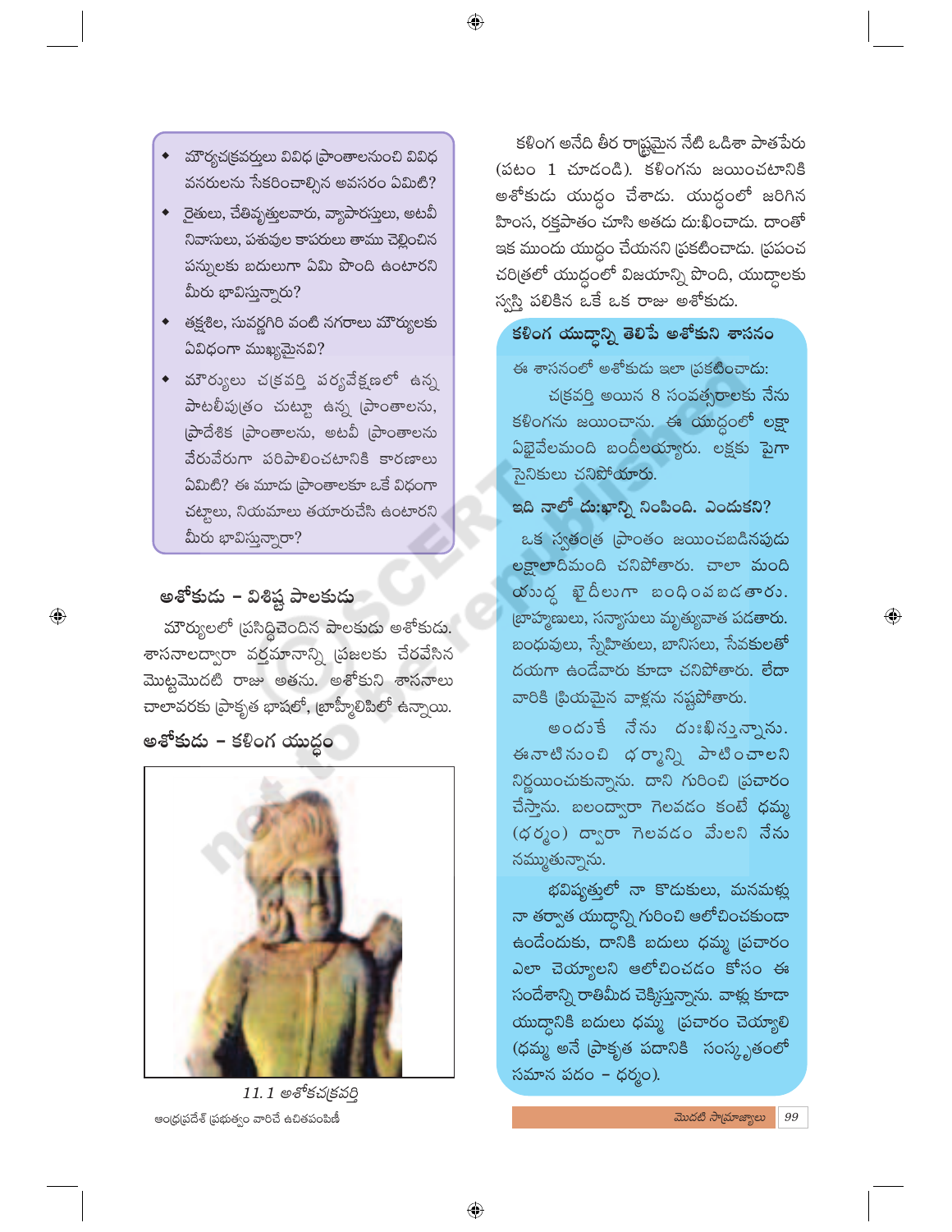- మౌర్యచక్రవర్తులు వివిధ ప్రాంతాలనుంచి వివిధ వనరులను సేకరించాల్సిన అవసరం ఏమిటి?
- రైతులు, చేతివృత్తులవారు, వ్యాపారస్తులు, అటవీ నివాసులు, పశువుల కాపరులు తాము చెల్లించిన పన్నులకు బదులుగా ఏమి పొంది ఉంటారని మీరు భావిస్తున్నారు?
- తక్షశిల, సువర్ణగిరి వంటి నగరాలు మౌర్యులకు ఏవిధంగా ముఖ్యమైనవి?
- మౌర్యులు చక్రవర్తి పర్యవేక్షణలో ఉన్న పాటలీపుత్రం చుట్టూ ఉన్న ప్రాంతాలను, ప్రాదేశిక ప్రాంతాలను, అటవీ ప్రాంతాలను వేరువేరుగా పరిపాలించటానికి కారణాలు ఏమిటి? ఈ మూడు ప్రాంతాలకూ ఒకే విధంగా చట్టాలు, నియమాలు తయారుచేసి ఉంటారని మీరు భావిస్తున్నారా?

## అశోకుడు – విశిష్ట పాలకుడు

మౌర్యులలో ప్రసిద్ధిచెందిన పాలకుడు అశోకుడు. శాసనాలద్వారా వర్తమానాన్ని ప్రజలకు చేరవేసిన మొట్టమొదటి రాజు అతను. అశోకుని శాసనాలు చాలావరకు ప్రాకృత భాషలో, బ్రాహ్మీలిపిలో ఉన్నాయి.

## అశోకుడు – కళింగ యుద్ధం

11.1 అశోకచక్రవర్తి

ఆంధ్రప్రదేశ్ ప్రభుత్వం వారిచే ఉచితపంపిణీ

కళింగ అనేది తీర రాష్ట్రమైన నేటి ఒడిశా పాతపేరు (పటం 1 చూడండి). కళింగను జయించటానికి అశోకుడు యుద్ధం చేశాడు. యుద్ధంలో జరిగిన హింస, రక్తపాతం చూసి అతడు దు:ఖించాడు. దాంతో ఇక ముందు యుద్ధం చేయనని ప్రకటించాడు. ప్రపంచ చరిత్రలో యుద్ధంలో విజయాన్ని పొంది, యుద్ధాలకు స్వస్తి పలికిన ఒకే ఒక రాజు అశోకుడు.

### కళింగ యుద్ధాన్ని తెలిపే అశోకుని శాసనం

ఈ శాసనంలో అశోకుడు ఇలా ప్రకటించాడు:

చక్రవర్తి అయిన 8 సంవత్సరాలకు నేను కళింగను జయించాను. ఈ యుద్ధంలో లక్షా ఏభైవేలమంది బందీలయ్యారు. లక్షకు పైగా సైనికులు చనిపోయారు.

**ఇది నాలో దు:ఖాన్ని నింపింది. ఎందుకని?**

ఒక స్వతంత్ర ప్రాంతం జయించబడినపుడు లక్షలాదిమంది చనిపోతారు. చాలా మంది యుద్ధ ఖైదీలుగా బంధింపబడతారు. బ్రాహ్మణులు, సన్యాసులు మృత్యువాత పడతారు. బంధువులు, స్నేహితులు, బానిసలు, సేవకులతో దయగా ఉండేవారు కూడా చనిపోతారు. లేదా వారికి ప్రియమైన వాళ్లను నష్టపోతారు.

అందుకే నేను దుఃఖిస్తున్నాను. ఈనాటినుంచి ధర్మాన్ని పాటించాలని నిర్ణయించుకున్నాను. దాని గురించి ప్రచారం చేస్తాను. బలంద్వారా గెలవడం కంటే ధమ్మ (ధర్మం) ద్వారా గెలవడం మేలని నేను నమ్ముతున్నాను.

భవిష్యత్తులో నా కొడుకులు, మనమళ్లు నా తర్వాత యుద్ధాన్ని గురించి ఆలోచించకుండా ఉండేందుకు, దానికి బదులు ధమ్మ ప్రచారం ఎలా చెయ్యాలని ఆలోచించడం కోసం ఈ సందేశాన్ని రాతిమీద చెక్కిస్తున్నాను. వాళ్లు కూడా యుద్ధానికి బదులు ధమ్మ ప్రచారం చెయ్యాలి (ధమ్మ అనే ప్రాకృత పదానికి సంస్కృతంలో సమాన పదం – ధర్మం).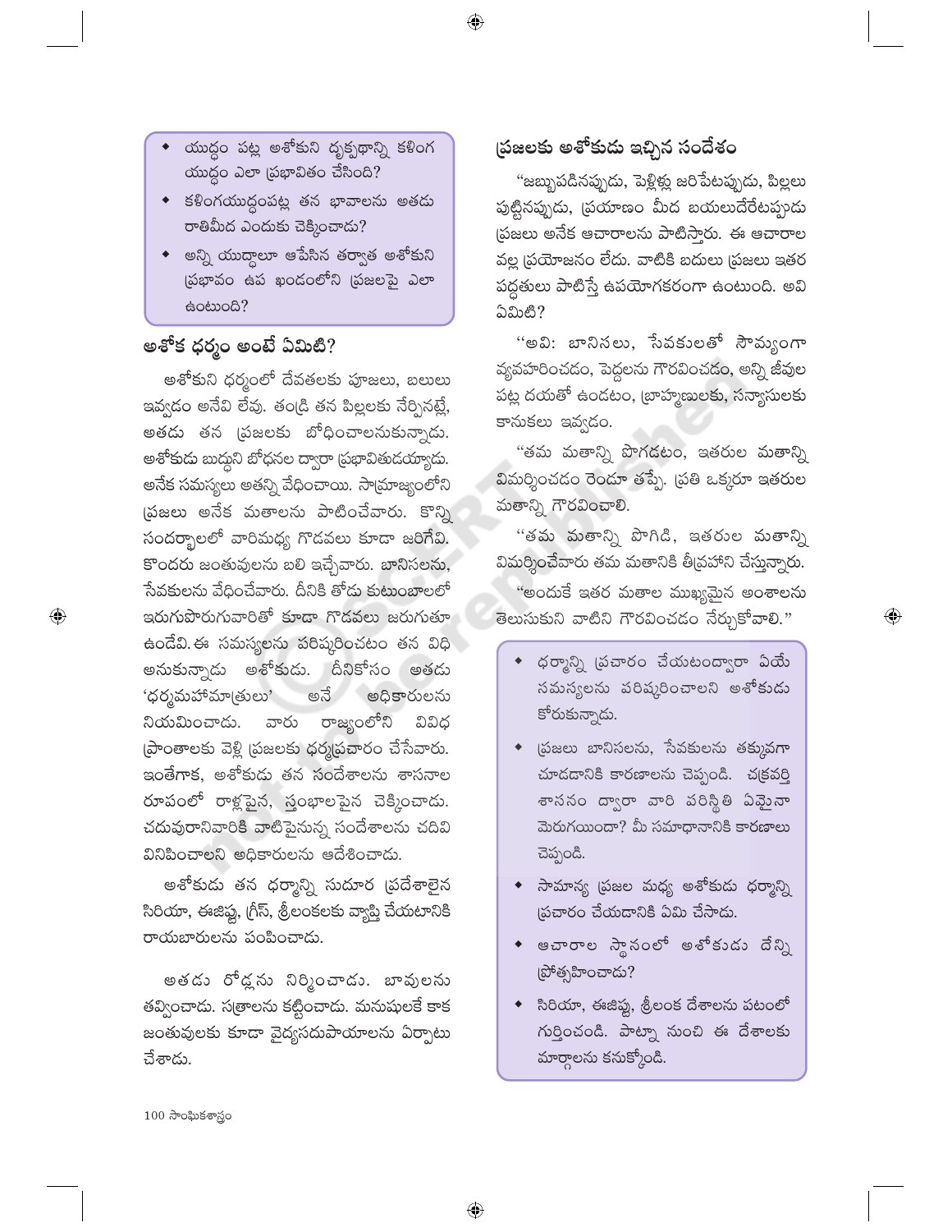- యుద్ధం పట్ల అశోకుని దృక్పథాన్ని కళింగ యుద్ధం ఎలా ప్రభావితం చేసింది?
- కళింగయుద్ధంపట్ల తన భావాలను అతడు రాతిమీద ఎందుకు చెక్కించాడు?
- అన్ని యుద్ధాలూ ఆపేసిన తర్వాత అశోకుని ప్రభావం ఉప ఖండంలోని ప్రజలపై ఎలా ఉంటుంది?

## అశోక ధర్మం అంటే ఏమిటి?

అశోకుని ధర్మంలో దేవతలకు పూజలు, బలులు ఇవ్వడం అనేవి లేవు. తండ్రి తన పిల్లలకు నేర్పినట్లే, అతడు తన ప్రజలకు బోధించాలనుకున్నాడు. అశోకుడు బుద్ధుని బోధనల ద్వారా ప్రభావితుడయ్యాడు. అనేక సమస్యలు అతన్ని వేధించాయి. సామ్రాజ్యంలోని ప్రజలు అనేక మతాలను పాటించేవారు. కొన్ని సందర్భాలలో వారిమధ్య గొడవలు కూడా జరిగేవి. కొందరు జంతువులను బలి ఇచ్చేవారు. బానిసలను, సేవకులను వేధించేవారు. దీనికి తోడు కుటుంబాలలో ఇరుగుపొరుగువారితో కూడా గొడవలు జరుగుతూ ఉండేవి. ఈ సమస్యలను పరిష్కరించటం తన విధి అనుకున్నాడు అశోకుడు. దీనికోసం అతడు 'ధర్మమహామాత్రులు' అనే అధికారులను నియమించాడు. వారు రాజ్యంలోని వివిధ ప్రాంతాలకు వెళ్లి ప్రజలకు ధర్మప్రచారం చేసేవారు. ఇంతేగాక, అశోకుడు తన సందేశాలను శాసనాల రూపంలో రాళ్లపైన, స్తంభాలపైన చెక్కించాడు. చదువురానివారికి వాటిపైనున్న సందేశాలను చదివి వినిపించాలని అధికారులను ఆదేశించాడు.

అశోకుడు తన ధర్మాన్ని సుదూర ప్రదేశాలైన సిరియా, ఈజిప్టు, గ్రీస్, శ్రీలంకలకు వ్యాప్తి చేయటానికి రాయబారులను పంపించాడు.

అతడు రోడ్లను నిర్మించాడు. బావులను తవ్వించాడు. సత్రాలను కట్టించాడు. మనుషులకే కాక జంతువులకు కూడా వైద్యసదుపాయాలను ఏర్పాటు చేశాడు.

## ప్రజలకు అశోకుడు ఇచ్చిన సందేశం

"జబ్బుపడినప్పుడు, పెళ్లిళ్ల జరిపేటప్పుడు, పిల్లలు పుట్టినప్పుడు, ప్రయాణం మీద బయలుదేరేటప్పుడు ప్రజలు అనేక ఆచారాలను పాటిస్తారు. ఈ ఆచారాల వల్ల ప్రయోజనం లేదు. వాటికి బదులు ప్రజలు ఇతర పద్ధతులు పాటిస్తే ఉపయోగకరంగా ఉంటుంది. అవి ఏమిటి?

"అవి: బానిసలు, సేవకులతో సౌమ్యంగా వ్యవహరించడం, పెద్దలను గౌరవించడం, అన్ని జీవుల పట్ల దయతో ఉండటం, బ్రాహ్మణులకు, సన్యాసులకు కానుకలు ఇవ్వడం.

"తమ మతాన్ని పొగడటం, ఇతరుల మతాన్ని విమర్శించడం రెండూ తప్పే. ప్రతి ఒక్కరూ ఇతరుల మతాన్ని గౌరవించాలి.

"తమ మతాన్ని పొగిడి, ఇతరుల మతాన్ని విమర్శించేవారు తమ మతానికి తీవ్రహాని చేస్తున్నారు.

"అందుకే ఇతర మతాల ముఖ్యమైన అంశాలను తెలుసుకుని వాటిని గౌరవించడం నేర్చుకోవాలి."

- ధర్మాన్ని ప్రచారం చేయటంద్వారా ఏయే సమస్యలను పరిష్కరించాలని అశోకుడు కోరుకున్నాడు.
- ప్రజలు బానిసలను, సేవకులను తక్కువగా చూడడానికి కారణాలను చెప్పండి. చక్రవర్తి శాసనం ద్వారా వారి పరిస్థితి ఏమైనా మెరుగయిందా? మీ సమాధానానికి కారణాలు చెప్పండి.
- సామాన్య ప్రజల మధ్య అశోకుడు ధర్మాన్ని ప్రచారం చేయడానికి ఏమి చేసాడు.
- ఆచారాల స్థానంలో అశోకుడు దేన్ని ప్రోత్సహించాడు?
- సిరియా, ఈజిప్టు, శ్రీలంక దేశాలను పటంలో గుర్తించండి. పాట్నా నుంచి ఈ దేశాలకు మార్గాలను కనుక్కోండి.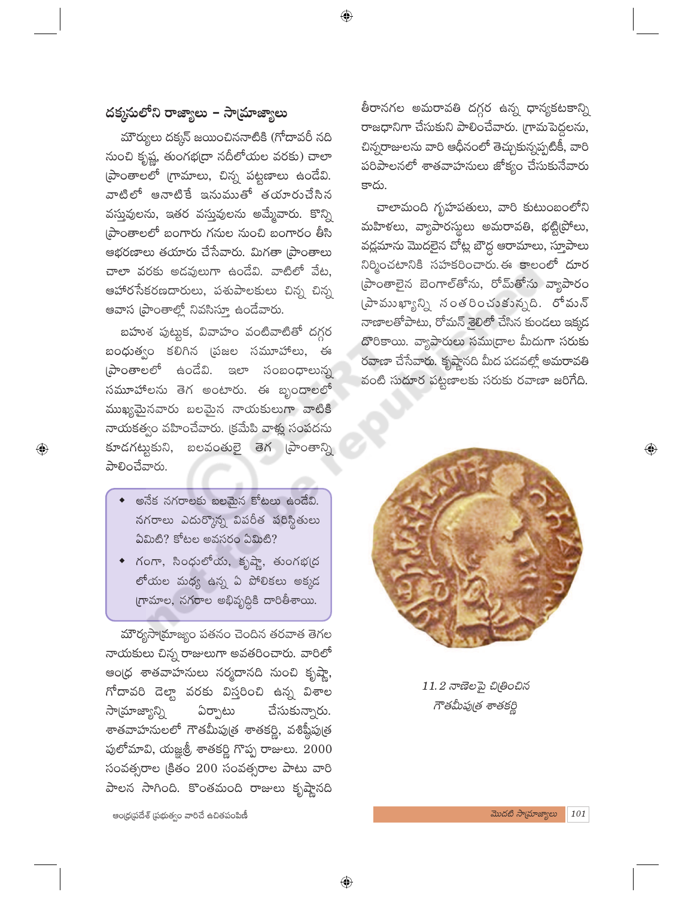## దక్కనులోని రాజ్యాలు – సామ్రాజ్యాలు

మౌర్యులు దక్కన్ జయించిననాటికి (గోదావరీ నది నుంచి కృష్ణ, తుంగభద్రా నదీలోయల వరకు) చాలా ప్రాంతాలలో గ్రామాలు, చిన్న పట్టణాలు ఉండేవి. వాటిలో ఆనాటికే ఇనుముతో తయారుచేసిన వస్తువులను, ఇతర వస్తువులను అమ్మేవారు. కొన్ని ప్రాంతాలలో బంగారు గనుల నుంచి బంగారం తీసి ఆభరణాలు తయారు చేసేవారు. మిగతా ప్రాంతాలు చాలా వరకు అడవులుగా ఉండేవి. వాటిలో వేట, ఆహారసేకరణదారులు, పశుపాలకులు చిన్న చిన్న ఆవాస ప్రాంతాల్లో నివసిస్తూ ఉండేవారు.

బహుశ పుట్టుక, వివాహం వంటివాటితో దగ్గర బంధుత్వం కలిగిన ప్రజల సమూహాలు, ఈ ప్రాంతాలలో ఉండేవి. ఇలా సంబంధాలున్న సమూహాలను తెగ అంటారు. ఈ బృందాలలో ముఖ్యమైనవారు బలమైన నాయకులుగా వాటికి నాయకత్వం వహించేవారు. క్రమేపి వాళ్ళ సంపదను కూడగట్టుకుని, బలవంతులై తెగ ప్రాంతాన్ని పాలించేవారు.

- అనేక నగరాలకు బలమైన కోటలు ఉండేవి. నగరాలు ఎదుర్కొన్న విపరీత పరిస్థితులు ఏమిటి? కోటల అవసరం ఏమిటి?
- గంగా, సింధులోయ, కృష్ణా, తుంగభద్ర లోయల మధ్య ఉన్న ఏ పోలికలు అక్కడ గ్రామాల, నగరాల అభివృద్ధికి దారితీశాయి.

మౌర్యసామ్రాజ్యం పతనం చెందిన తరవాత తెగల నాయకులు చిన్న రాజులుగా అవతరించారు. వారిలో ఆంధ్ర శాతవాహనులు నర్మదానది నుంచి కృష్ణా, గోదావరి డెల్టా వరకు విస్తరించి ఉన్న విశాల సామ్రాజ్యాన్ని ఏర్పాటు చేసుకున్నారు. శాతవాహనులలో గౌతమీపుత్ర శాతకర్ణి, వశిష్ఠీపుత్ర పులోమావి, యజ్ఞశ్రీ శాతకర్ణి గొప్ప రాజులు. 2000 సంవత్సరాల క్రితం 200 సంవత్సరాల పాటు వారి పాలన సాగింది. కొంతమంది రాజులు కృష్ణానది తీరానగల అమరావతి దగ్గర ఉన్న ధాన్యకటకాన్ని రాజధానిగా చేసుకుని పాలించేవారు. గ్రామపెద్దలను, చిన్నరాజులను వారి ఆధీనంలో తెచ్చుకున్నప్పటికీ, వారి పరిపాలనలో శాతవాహనులు జోక్యం చేసుకునేవారు కాదు.

చాలామంది గృహపతులు, వారి కుటుంబంలోని మహిళలు, వ్యాపారస్థులు అమరావతి, భట్టిప్రోలు, వడ్లమాను మొదలైన చోట్ల బౌద్ధ ఆరామాలు, స్తూపాలు నిర్మించటానికి సహకరించారు. ఈ కాలంలో దూర ప్రాంతాలైన బెంగాల్‌తోను, రోమ్‌తోను వ్యాపారం ప్రాముఖ్యాన్ని సంతరించుకున్నది. రోమన్ నాణాలతోపాటు, రోమన్ శైలిలో చేసిన కుండలు ఇక్కడ దొరికాయి. వ్యాపారులు సముద్రాల మీదుగా సరుకు రవాణా చేసేవారు. కృష్ణానది మీద పడవల్లో అమరావతి వంటి సుదూర పట్టణాలకు సరుకు రవాణా జరిగేది.

11.2 నాణెలపై చిత్రించిన గౌతమీపుత్ర శాతకర్ణి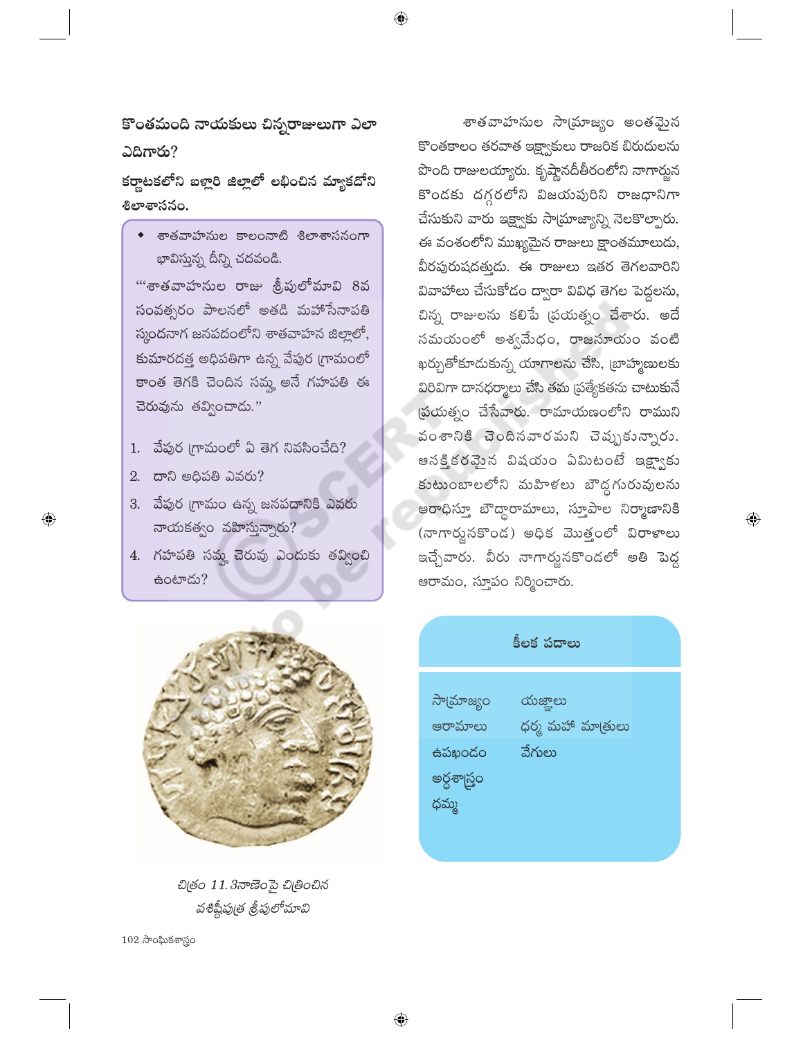## కొంతమంది నాయకులు చిన్నరాజులుగా ఎలా ఎదిగారు?

**కర్ణాటకలోని బళ్లారి జిల్లాలో లభించిన మ్యాకదోని శిలాశాసనం.**

- శాతవాహనుల కాలంనాటి శిలాశాసనంగా భావిస్తున్న దీన్ని చదవండి.

"'శాతవాహనుల రాజు శ్రీపులోమావి 8వ సంవత్సరం పాలనలో అతడి మహాసేనాపతి స్కందనాగ జనపదంలోని శాతవాహన జిల్లాలో, కుమారదత్త అధిపతిగా ఉన్న వేపుర గ్రామంలో కాంత తెగకి చెందిన సమ్మ అనే గహపతి ఈ చెరువును తవ్వించాడు."

1. వేపుర గ్రామంలో ఏ తెగ నివసించేది?
2. దాని అధిపతి ఎవరు?
3. వేపుర గ్రామం ఉన్న జనపదానికి ఎవరు నాయకత్వం వహిస్తున్నారు?
4. గహపతి సమ్మ చెరువు ఎందుకు తవ్వించి ఉంటాడు?

చిత్రం 11.3నాణెంపై చిత్రించిన వశిష్టీపుత్ర శ్రీపులోమావి

శాతవాహనుల సామ్రాజ్యం అంతమైన కొంతకాలం తరవాత ఇక్ష్వాకులు రాజరిక బిరుదులను పొంది రాజులయ్యారు. కృష్ణానదీతీరంలోని నాగార్జున కొండకు దగ్గరలోని విజయపురిని రాజధానిగా చేసుకుని వారు ఇక్ష్వాకు సామ్రాజ్యాన్ని నెలకొల్పారు. ఈ వంశంలోని ముఖ్యమైన రాజులు క్షాంతమూలుడు, వీరపురుషదత్తుడు. ఈ రాజులు ఇతర తెగలవారిని వివాహాలు చేసుకోడం ద్వారా వివిధ తెగల పెద్దలను, చిన్న రాజులను కలిపే ప్రయత్నం చేశారు. అదే సమయంలో అశ్వమేధం, రాజసూయం వంటి ఖర్చుతోకూడుకున్న యాగాలను చేసి, బ్రాహ్మణులకు విరివిగా దానధర్మాలు చేసి తమ ప్రత్యేకతను చాటుకునే ప్రయత్నం చేసేవారు. రామాయణంలోని రాముని వంశానికి చెందినవారమని చెప్పుకున్నారు. ఆసక్తికరమైన విషయం ఏమిటంటే ఇక్ష్వాకు కుటుంబాలలోని మహిళలు బౌద్ధగురువులను ఆరాధిస్తూ బౌద్ధారామాలు, స్తూపాల నిర్మాణానికి (నాగార్జునకొండ) అధిక మొత్తంలో విరాళాలు ఇచ్చేవారు. వీరు నాగార్జునకొండలో అతి పెద్ద ఆరామం, స్తూపం నిర్మించారు.

### కీలక పదాలు

| | |
|---|---|
| సామ్రాజ్యం | యజ్ఞాలు |
| ఆరామాలు | ధర్మ మహా మాత్రులు |
| ఉపఖండం | వేగులు |
| అర్థశాస్త్రం | |
| ధమ్మ | |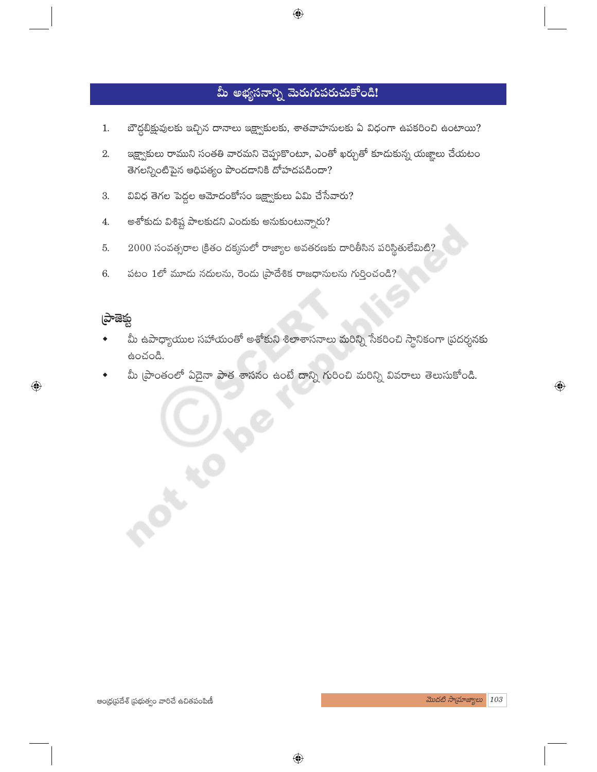## మీ అభ్యసనాన్ని మెరుగుపరుచుకోండి!

1. బౌద్ధభిక్షువులకు ఇచ్చిన దానాలు ఇక్ష్వాకులకు, శాతవాహనులకు ఏ విధంగా ఉపకరించి ఉంటాయి?
2. ఇక్ష్వాకులు రాముని సంతతి వారమని చెప్పుకొంటూ, ఎంతో ఖర్చుతో కూడుకున్న యజ్ఞాలు చేయటం తెగలన్నింటిపైన ఆధిపత్యం పొందడానికి దోహదపడిందా?
3. వివిధ తెగల పెద్దల ఆమోదంకోసం ఇక్ష్వాకులు ఏమి చేసేవారు?
4. అశోకుడు విశిష్ట పాలకుడని ఎందుకు అనుకుంటున్నారు?
5. 2000 సంవత్సరాల క్రితం దక్కనులో రాజ్యాల అవతరణకు దారితీసిన పరిస్థితులేమిటి?
6. పటం 1లో మూడు నదులను, రెండు ప్రాదేశిక రాజధానులను గుర్తించండి?

### ప్రాజెక్టు

- మీ ఉపాధ్యాయుల సహాయంతో అశోకుని శిలాశాసనాలు మరిన్ని సేకరించి స్థానికంగా ప్రదర్శనకు ఉంచండి.
- మీ ప్రాంతంలో ఏదైనా పాత శాసనం ఉంటే దాన్ని గురించి మరిన్ని వివరాలు తెలుసుకోండి.